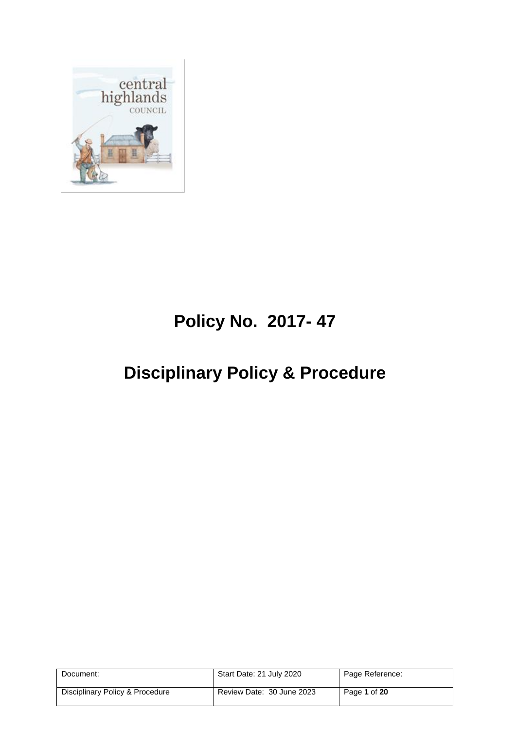# Policy No. 2017- 47

# Disciplinary Policy & Procedure

| Document: | Start Date: 21 July 2020 | Page Reference: |
| --- | --- | --- |
| Disciplinary Policy & Procedure | Review Date: 30 June 2023 | Page **1** of **20** |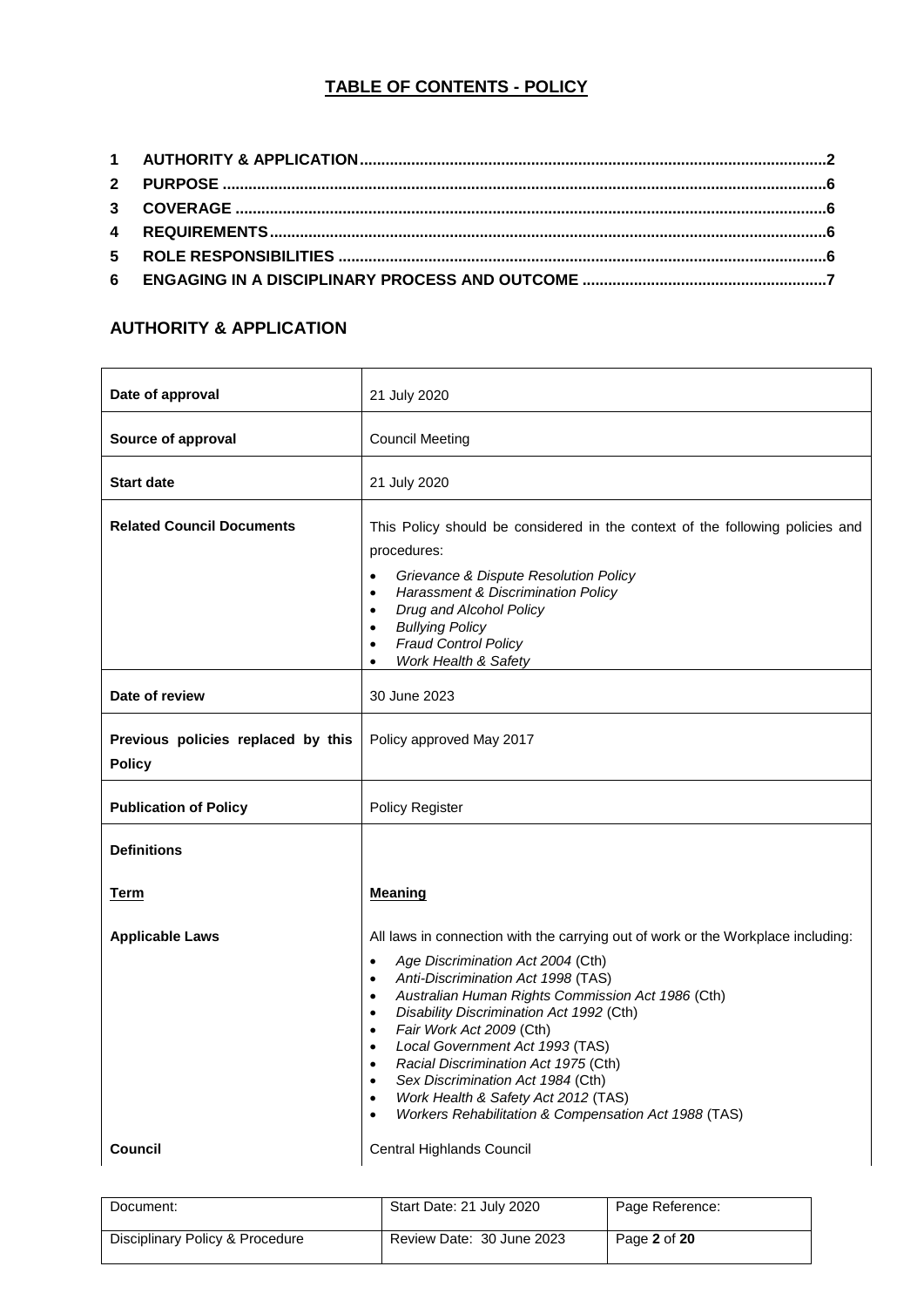## TABLE OF CONTENTS - POLICY

1 AUTHORITY & APPLICATION ........ 2
2 PURPOSE ........ 6
3 COVERAGE ........ 6
4 REQUIREMENTS ........ 6
5 ROLE RESPONSIBILITIES ........ 6
6 ENGAGING IN A DISCIPLINARY PROCESS AND OUTCOME ........ 7

## AUTHORITY & APPLICATION

| | |
|---|---|
| **Date of approval** | 21 July 2020 |
| **Source of approval** | Council Meeting |
| **Start date** | 21 July 2020 |
| **Related Council Documents** | This Policy should be considered in the context of the following policies and procedures:<br>• *Grievance & Dispute Resolution Policy*<br>• *Harassment & Discrimination Policy*<br>• *Drug and Alcohol Policy*<br>• *Bullying Policy*<br>• *Fraud Control Policy*<br>• *Work Health & Safety* |
| **Date of review** | 30 June 2023 |
| **Previous policies replaced by this Policy** | Policy approved May 2017 |
| **Publication of Policy** | Policy Register |
| **Definitions** | |
| **Term** | **Meaning** |
| **Applicable Laws** | All laws in connection with the carrying out of work or the Workplace including:<br>• *Age Discrimination Act 2004* (Cth)<br>• *Anti-Discrimination Act 1998* (TAS)<br>• *Australian Human Rights Commission Act 1986* (Cth)<br>• *Disability Discrimination Act 1992* (Cth)<br>• *Fair Work Act 2009* (Cth)<br>• *Local Government Act 1993* (TAS)<br>• *Racial Discrimination Act 1975* (Cth)<br>• *Sex Discrimination Act 1984* (Cth)<br>• *Work Health & Safety Act 2012* (TAS)<br>• *Workers Rehabilitation & Compensation Act 1988* (TAS) |
| **Council** | Central Highlands Council |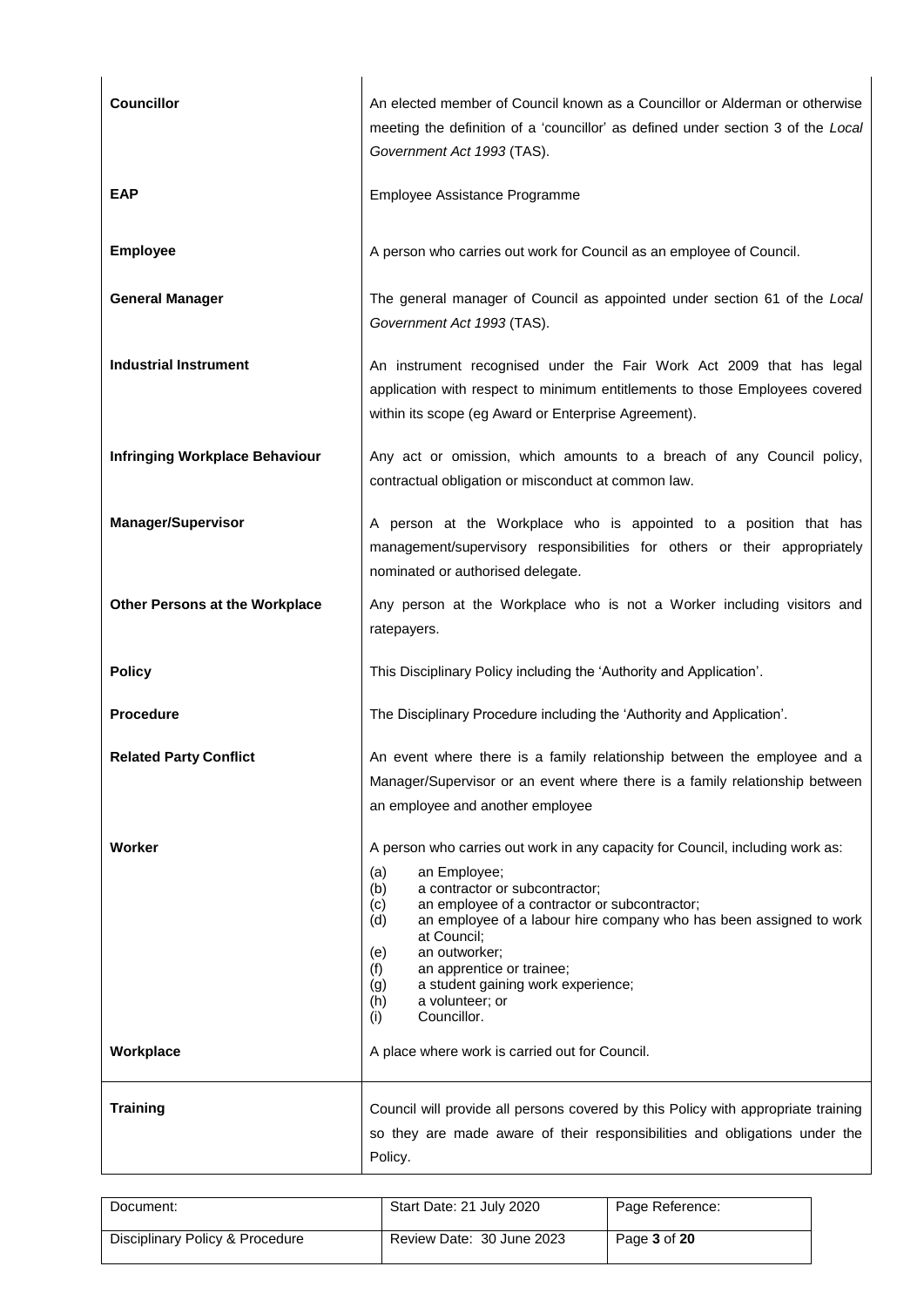| | |
|---|---|
| **Councillor** | An elected member of Council known as a Councillor or Alderman or otherwise meeting the definition of a 'councillor' as defined under section 3 of the *Local Government Act 1993* (TAS). |
| **EAP** | Employee Assistance Programme |
| **Employee** | A person who carries out work for Council as an employee of Council. |
| **General Manager** | The general manager of Council as appointed under section 61 of the *Local Government Act 1993* (TAS). |
| **Industrial Instrument** | An instrument recognised under the Fair Work Act 2009 that has legal application with respect to minimum entitlements to those Employees covered within its scope (eg Award or Enterprise Agreement). |
| **Infringing Workplace Behaviour** | Any act or omission, which amounts to a breach of any Council policy, contractual obligation or misconduct at common law. |
| **Manager/Supervisor** | A person at the Workplace who is appointed to a position that has management/supervisory responsibilities for others or their appropriately nominated or authorised delegate. |
| **Other Persons at the Workplace** | Any person at the Workplace who is not a Worker including visitors and ratepayers. |
| **Policy** | This Disciplinary Policy including the 'Authority and Application'. |
| **Procedure** | The Disciplinary Procedure including the 'Authority and Application'. |
| **Related Party Conflict** | An event where there is a family relationship between the employee and a Manager/Supervisor or an event where there is a family relationship between an employee and another employee |
| **Worker** | A person who carries out work in any capacity for Council, including work as:<br>(a) an Employee;<br>(b) a contractor or subcontractor;<br>(c) an employee of a contractor or subcontractor;<br>(d) an employee of a labour hire company who has been assigned to work at Council;<br>(e) an outworker;<br>(f) an apprentice or trainee;<br>(g) a student gaining work experience;<br>(h) a volunteer; or<br>(i) Councillor. |
| **Workplace** | A place where work is carried out for Council. |
| **Training** | Council will provide all persons covered by this Policy with appropriate training so they are made aware of their responsibilities and obligations under the Policy. |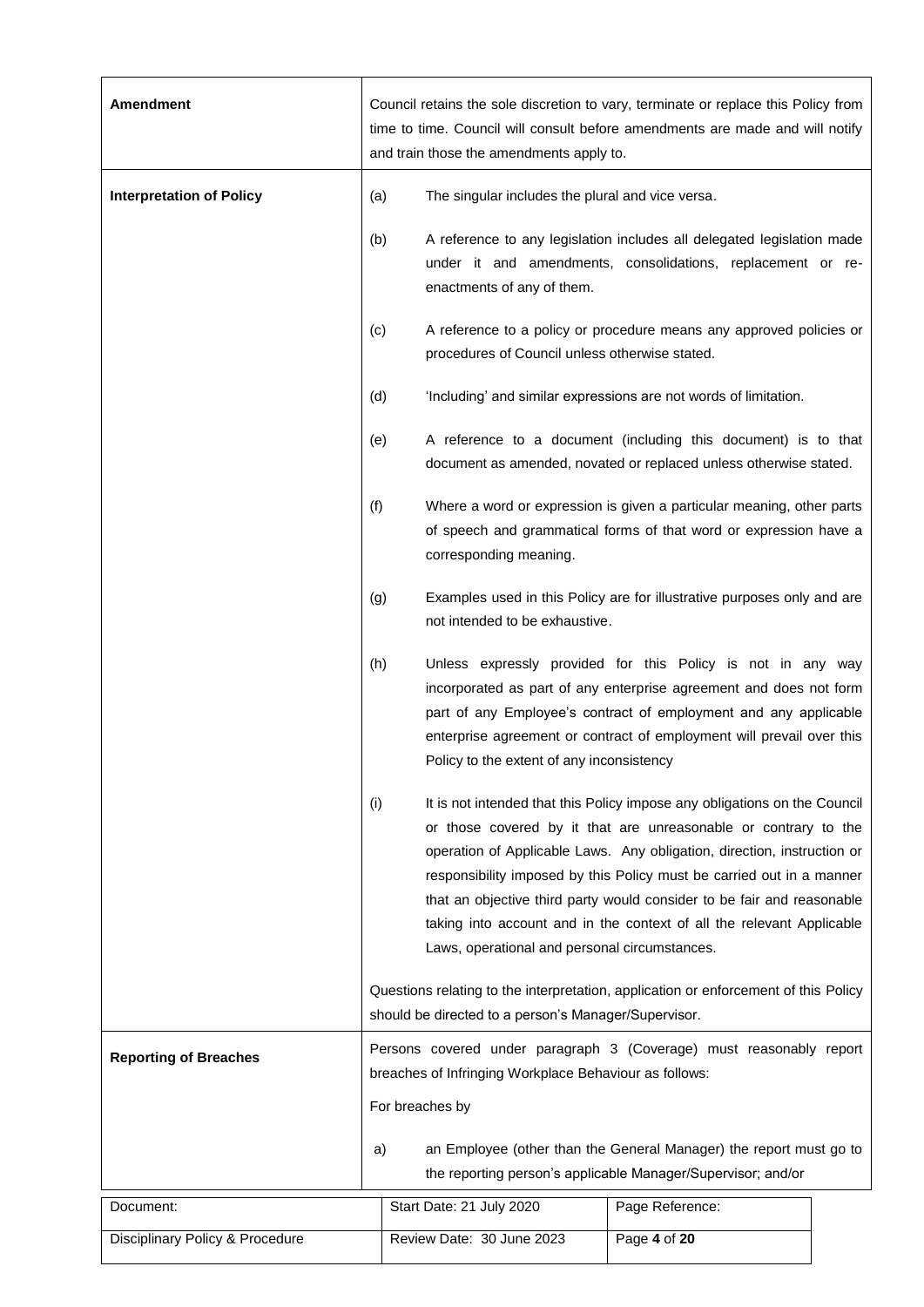| | |
|---|---|
| **Amendment** | Council retains the sole discretion to vary, terminate or replace this Policy from time to time. Council will consult before amendments are made and will notify and train those the amendments apply to. |
| **Interpretation of Policy** | (a) The singular includes the plural and vice versa.<br><br>(b) A reference to any legislation includes all delegated legislation made under it and amendments, consolidations, replacement or re-enactments of any of them.<br><br>(c) A reference to a policy or procedure means any approved policies or procedures of Council unless otherwise stated.<br><br>(d) 'Including' and similar expressions are not words of limitation.<br><br>(e) A reference to a document (including this document) is to that document as amended, novated or replaced unless otherwise stated.<br><br>(f) Where a word or expression is given a particular meaning, other parts of speech and grammatical forms of that word or expression have a corresponding meaning.<br><br>(g) Examples used in this Policy are for illustrative purposes only and are not intended to be exhaustive.<br><br>(h) Unless expressly provided for this Policy is not in any way incorporated as part of any enterprise agreement and does not form part of any Employee's contract of employment and any applicable enterprise agreement or contract of employment will prevail over this Policy to the extent of any inconsistency<br><br>(i) It is not intended that this Policy impose any obligations on the Council or those covered by it that are unreasonable or contrary to the operation of Applicable Laws. Any obligation, direction, instruction or responsibility imposed by this Policy must be carried out in a manner that an objective third party would consider to be fair and reasonable taking into account and in the context of all the relevant Applicable Laws, operational and personal circumstances.<br><br>Questions relating to the interpretation, application or enforcement of this Policy should be directed to a person's Manager/Supervisor. |
| **Reporting of Breaches** | Persons covered under paragraph 3 (Coverage) must reasonably report breaches of Infringing Workplace Behaviour as follows:<br><br>For breaches by<br><br>a) an Employee (other than the General Manager) the report must go to the reporting person's applicable Manager/Supervisor; and/or |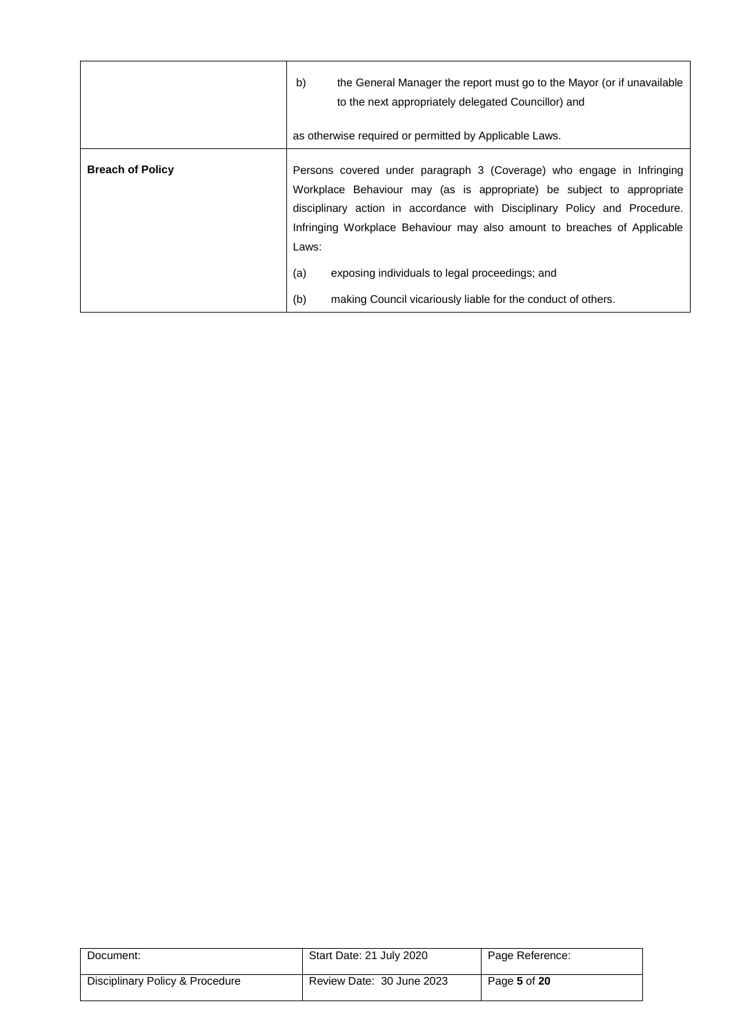| | |
|---|---|
| | b) the General Manager the report must go to the Mayor (or if unavailable to the next appropriately delegated Councillor) and<br><br>as otherwise required or permitted by Applicable Laws. |
| **Breach of Policy** | Persons covered under paragraph 3 (Coverage) who engage in Infringing Workplace Behaviour may (as is appropriate) be subject to appropriate disciplinary action in accordance with Disciplinary Policy and Procedure. Infringing Workplace Behaviour may also amount to breaches of Applicable Laws:<br><br>(a) exposing individuals to legal proceedings; and<br><br>(b) making Council vicariously liable for the conduct of others. |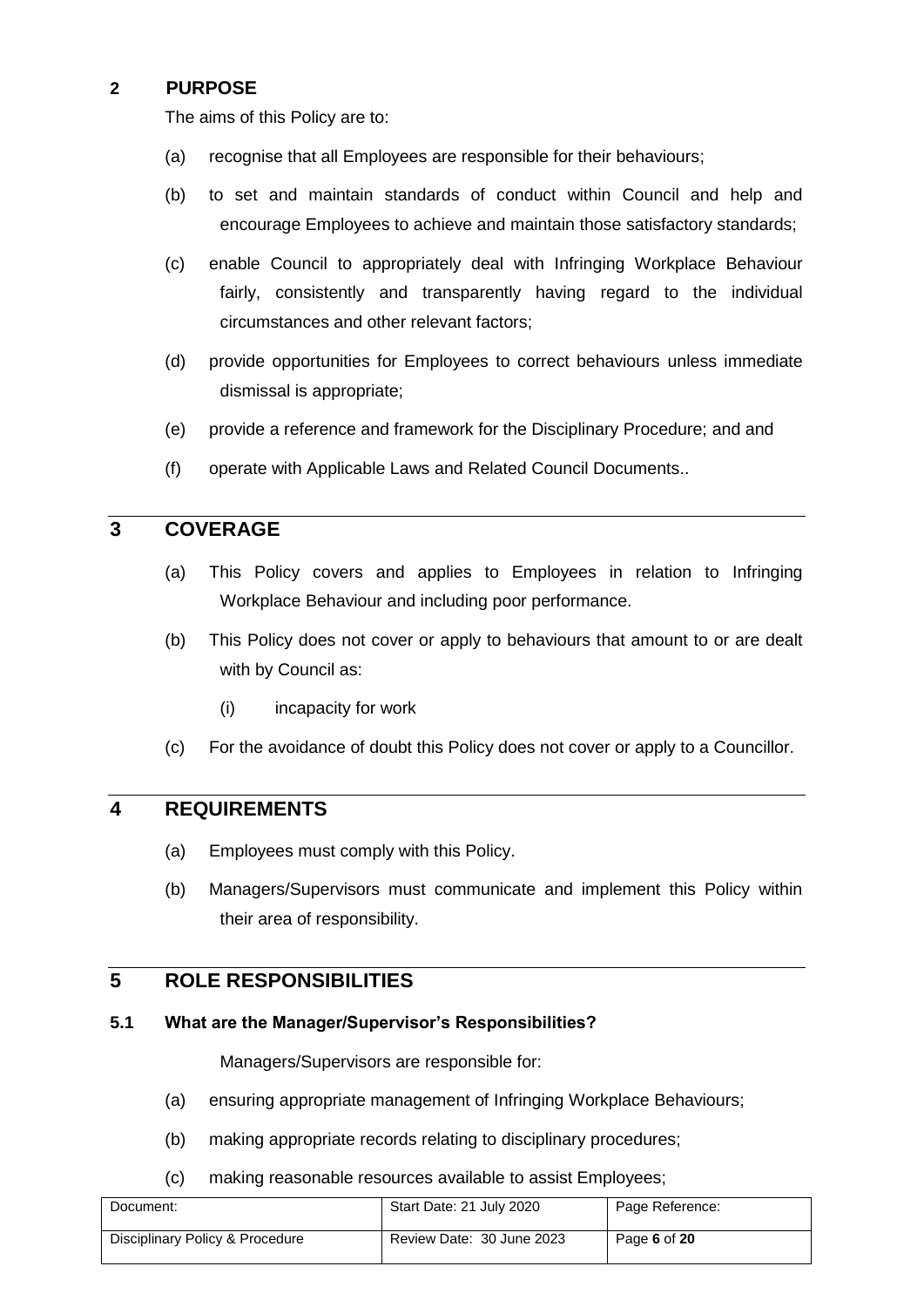## 2 PURPOSE

The aims of this Policy are to:

(a) recognise that all Employees are responsible for their behaviours;

(b) to set and maintain standards of conduct within Council and help and encourage Employees to achieve and maintain those satisfactory standards;

(c) enable Council to appropriately deal with Infringing Workplace Behaviour fairly, consistently and transparently having regard to the individual circumstances and other relevant factors;

(d) provide opportunities for Employees to correct behaviours unless immediate dismissal is appropriate;

(e) provide a reference and framework for the Disciplinary Procedure; and and

(f) operate with Applicable Laws and Related Council Documents..

## 3 COVERAGE

(a) This Policy covers and applies to Employees in relation to Infringing Workplace Behaviour and including poor performance.

(b) This Policy does not cover or apply to behaviours that amount to or are dealt with by Council as:

(i) incapacity for work

(c) For the avoidance of doubt this Policy does not cover or apply to a Councillor.

## 4 REQUIREMENTS

(a) Employees must comply with this Policy.

(b) Managers/Supervisors must communicate and implement this Policy within their area of responsibility.

## 5 ROLE RESPONSIBILITIES

### 5.1 What are the Manager/Supervisor's Responsibilities?

Managers/Supervisors are responsible for:

(a) ensuring appropriate management of Infringing Workplace Behaviours;

(b) making appropriate records relating to disciplinary procedures;

(c) making reasonable resources available to assist Employees;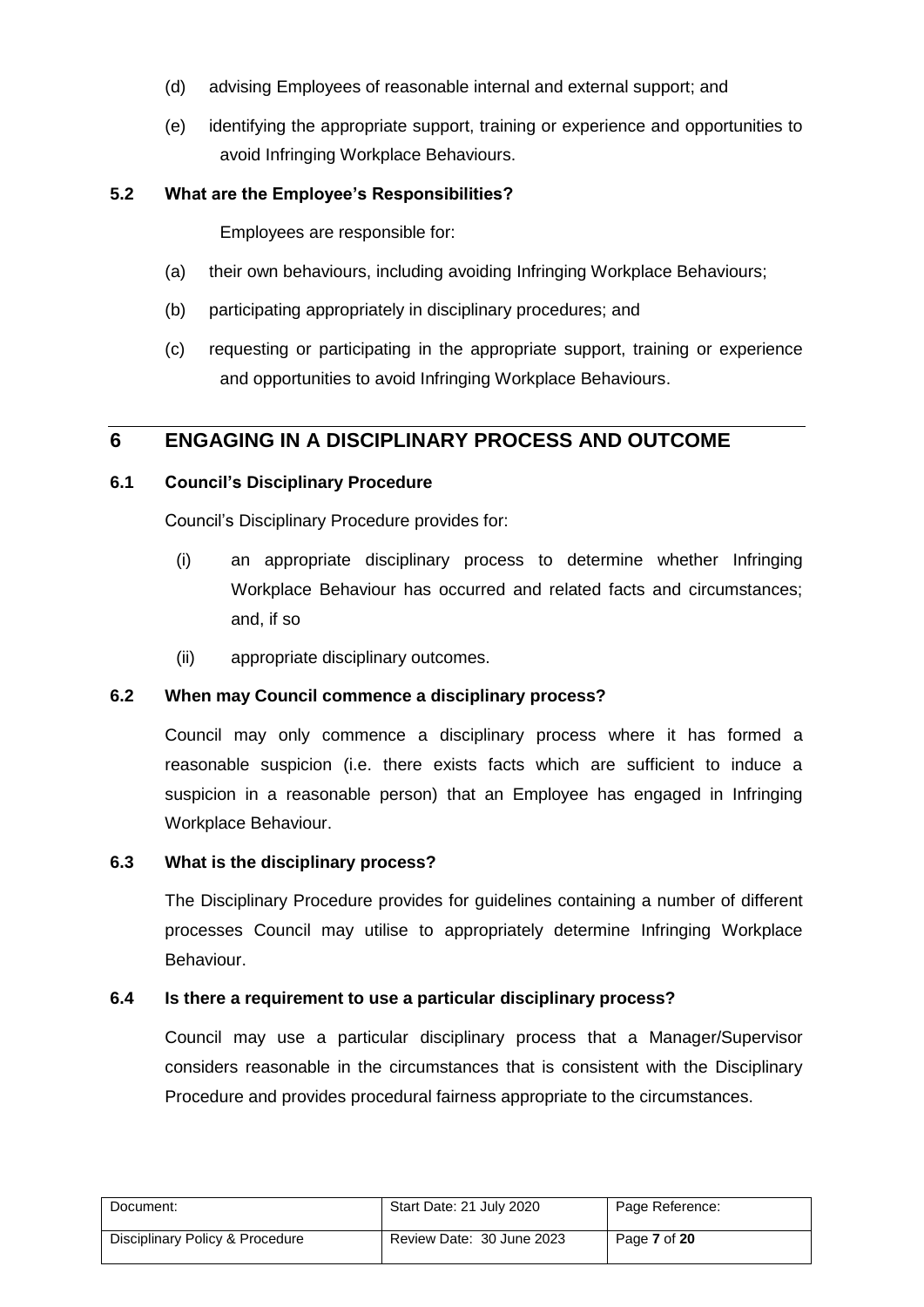(d) advising Employees of reasonable internal and external support; and

(e) identifying the appropriate support, training or experience and opportunities to avoid Infringing Workplace Behaviours.

### 5.2 What are the Employee's Responsibilities?

Employees are responsible for:

(a) their own behaviours, including avoiding Infringing Workplace Behaviours;

(b) participating appropriately in disciplinary procedures; and

(c) requesting or participating in the appropriate support, training or experience and opportunities to avoid Infringing Workplace Behaviours.

## 6 ENGAGING IN A DISCIPLINARY PROCESS AND OUTCOME

### 6.1 Council's Disciplinary Procedure

Council's Disciplinary Procedure provides for:

(i) an appropriate disciplinary process to determine whether Infringing Workplace Behaviour has occurred and related facts and circumstances; and, if so

(ii) appropriate disciplinary outcomes.

### 6.2 When may Council commence a disciplinary process?

Council may only commence a disciplinary process where it has formed a reasonable suspicion (i.e. there exists facts which are sufficient to induce a suspicion in a reasonable person) that an Employee has engaged in Infringing Workplace Behaviour.

### 6.3 What is the disciplinary process?

The Disciplinary Procedure provides for guidelines containing a number of different processes Council may utilise to appropriately determine Infringing Workplace Behaviour.

### 6.4 Is there a requirement to use a particular disciplinary process?

Council may use a particular disciplinary process that a Manager/Supervisor considers reasonable in the circumstances that is consistent with the Disciplinary Procedure and provides procedural fairness appropriate to the circumstances.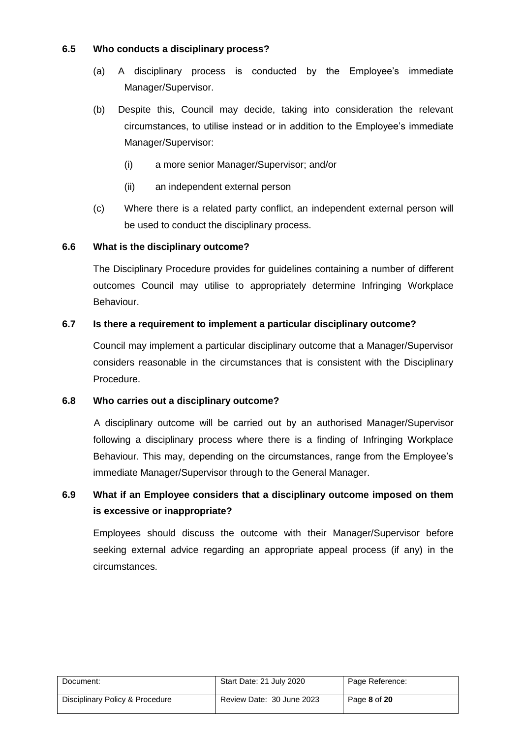### 6.5 Who conducts a disciplinary process?

(a) A disciplinary process is conducted by the Employee's immediate Manager/Supervisor.

(b) Despite this, Council may decide, taking into consideration the relevant circumstances, to utilise instead or in addition to the Employee's immediate Manager/Supervisor:

(i) a more senior Manager/Supervisor; and/or

(ii) an independent external person

(c) Where there is a related party conflict, an independent external person will be used to conduct the disciplinary process.

### 6.6 What is the disciplinary outcome?

The Disciplinary Procedure provides for guidelines containing a number of different outcomes Council may utilise to appropriately determine Infringing Workplace Behaviour.

### 6.7 Is there a requirement to implement a particular disciplinary outcome?

Council may implement a particular disciplinary outcome that a Manager/Supervisor considers reasonable in the circumstances that is consistent with the Disciplinary Procedure.

### 6.8 Who carries out a disciplinary outcome?

A disciplinary outcome will be carried out by an authorised Manager/Supervisor following a disciplinary process where there is a finding of Infringing Workplace Behaviour. This may, depending on the circumstances, range from the Employee's immediate Manager/Supervisor through to the General Manager.

### 6.9 What if an Employee considers that a disciplinary outcome imposed on them is excessive or inappropriate?

Employees should discuss the outcome with their Manager/Supervisor before seeking external advice regarding an appropriate appeal process (if any) in the circumstances.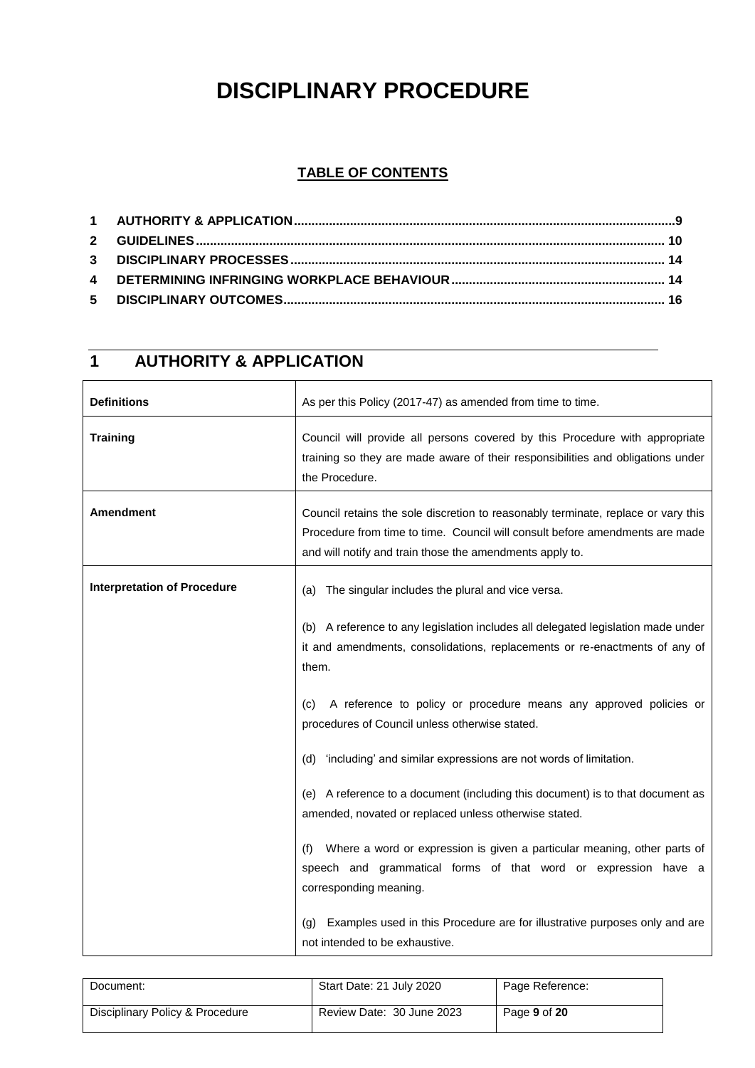# DISCIPLINARY PROCEDURE

**TABLE OF CONTENTS**

| | | |
|---|---|---|
| **1** | **AUTHORITY & APPLICATION** | **9** |
| **2** | **GUIDELINES** | **10** |
| **3** | **DISCIPLINARY PROCESSES** | **14** |
| **4** | **DETERMINING INFRINGING WORKPLACE BEHAVIOUR** | **14** |
| **5** | **DISCIPLINARY OUTCOMES** | **16** |

## 1 AUTHORITY & APPLICATION

| | |
|---|---|
| **Definitions** | As per this Policy (2017-47) as amended from time to time. |
| **Training** | Council will provide all persons covered by this Procedure with appropriate training so they are made aware of their responsibilities and obligations under the Procedure. |
| **Amendment** | Council retains the sole discretion to reasonably terminate, replace or vary this Procedure from time to time. Council will consult before amendments are made and will notify and train those the amendments apply to. |
| **Interpretation of Procedure** | (a) The singular includes the plural and vice versa.<br><br>(b) A reference to any legislation includes all delegated legislation made under it and amendments, consolidations, replacements or re-enactments of any of them.<br><br>(c) A reference to policy or procedure means any approved policies or procedures of Council unless otherwise stated.<br><br>(d) 'including' and similar expressions are not words of limitation.<br><br>(e) A reference to a document (including this document) is to that document as amended, novated or replaced unless otherwise stated.<br><br>(f) Where a word or expression is given a particular meaning, other parts of speech and grammatical forms of that word or expression have a corresponding meaning.<br><br>(g) Examples used in this Procedure are for illustrative purposes only and are not intended to be exhaustive. |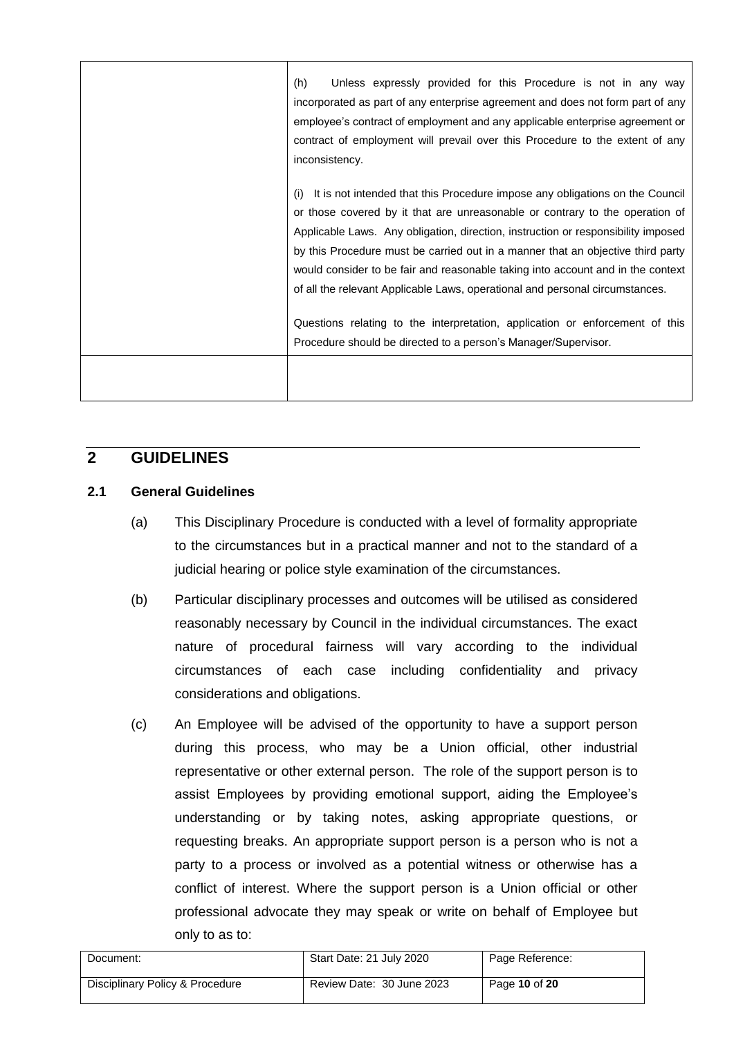| | |
|---|---|
| | (h) Unless expressly provided for this Procedure is not in any way incorporated as part of any enterprise agreement and does not form part of any employee's contract of employment and any applicable enterprise agreement or contract of employment will prevail over this Procedure to the extent of any inconsistency.<br><br>(i) It is not intended that this Procedure impose any obligations on the Council or those covered by it that are unreasonable or contrary to the operation of Applicable Laws. Any obligation, direction, instruction or responsibility imposed by this Procedure must be carried out in a manner that an objective third party would consider to be fair and reasonable taking into account and in the context of all the relevant Applicable Laws, operational and personal circumstances.<br><br>Questions relating to the interpretation, application or enforcement of this Procedure should be directed to a person's Manager/Supervisor. |
| | |

## 2 GUIDELINES

### 2.1 General Guidelines

(a) This Disciplinary Procedure is conducted with a level of formality appropriate to the circumstances but in a practical manner and not to the standard of a judicial hearing or police style examination of the circumstances.

(b) Particular disciplinary processes and outcomes will be utilised as considered reasonably necessary by Council in the individual circumstances. The exact nature of procedural fairness will vary according to the individual circumstances of each case including confidentiality and privacy considerations and obligations.

(c) An Employee will be advised of the opportunity to have a support person during this process, who may be a Union official, other industrial representative or other external person. The role of the support person is to assist Employees by providing emotional support, aiding the Employee's understanding or by taking notes, asking appropriate questions, or requesting breaks. An appropriate support person is a person who is not a party to a process or involved as a potential witness or otherwise has a conflict of interest. Where the support person is a Union official or other professional advocate they may speak or write on behalf of Employee but only to as to: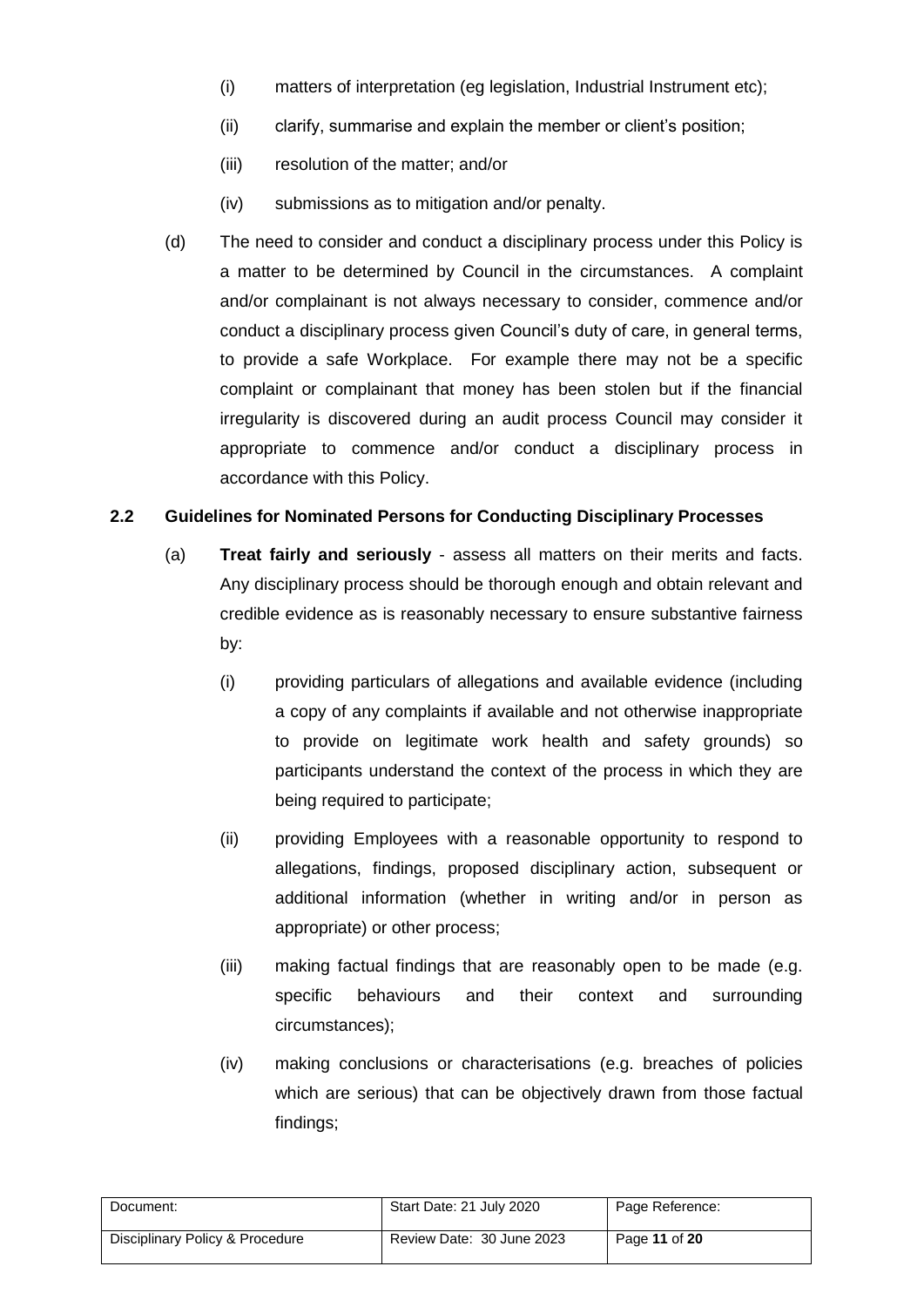(i) matters of interpretation (eg legislation, Industrial Instrument etc);

(ii) clarify, summarise and explain the member or client's position;

(iii) resolution of the matter; and/or

(iv) submissions as to mitigation and/or penalty.

(d) The need to consider and conduct a disciplinary process under this Policy is a matter to be determined by Council in the circumstances. A complaint and/or complainant is not always necessary to consider, commence and/or conduct a disciplinary process given Council's duty of care, in general terms, to provide a safe Workplace. For example there may not be a specific complaint or complainant that money has been stolen but if the financial irregularity is discovered during an audit process Council may consider it appropriate to commence and/or conduct a disciplinary process in accordance with this Policy.

## 2.2 Guidelines for Nominated Persons for Conducting Disciplinary Processes

(a) **Treat fairly and seriously** - assess all matters on their merits and facts. Any disciplinary process should be thorough enough and obtain relevant and credible evidence as is reasonably necessary to ensure substantive fairness by:

(i) providing particulars of allegations and available evidence (including a copy of any complaints if available and not otherwise inappropriate to provide on legitimate work health and safety grounds) so participants understand the context of the process in which they are being required to participate;

(ii) providing Employees with a reasonable opportunity to respond to allegations, findings, proposed disciplinary action, subsequent or additional information (whether in writing and/or in person as appropriate) or other process;

(iii) making factual findings that are reasonably open to be made (e.g. specific behaviours and their context and surrounding circumstances);

(iv) making conclusions or characterisations (e.g. breaches of policies which are serious) that can be objectively drawn from those factual findings;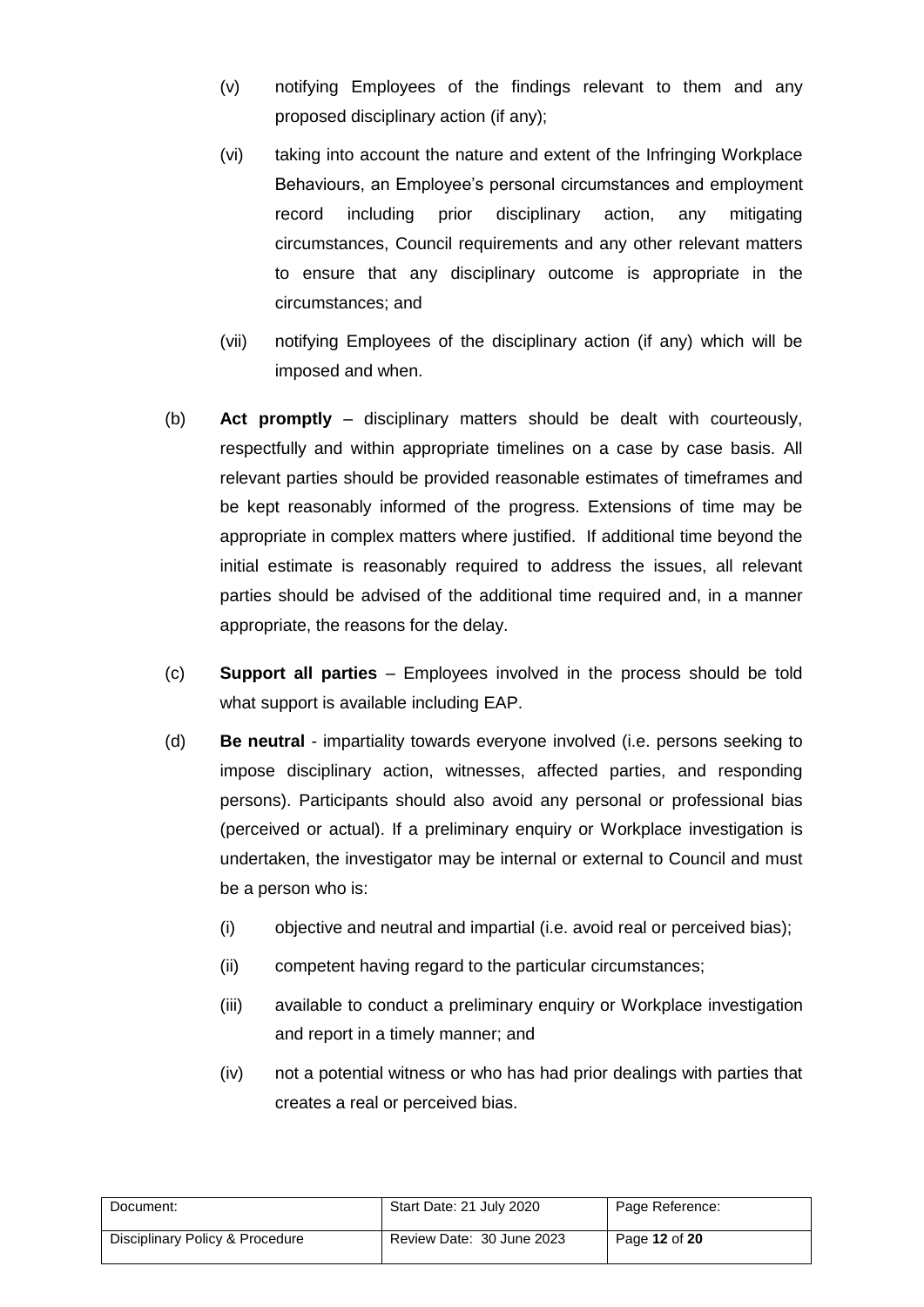(v) notifying Employees of the findings relevant to them and any proposed disciplinary action (if any);

(vi) taking into account the nature and extent of the Infringing Workplace Behaviours, an Employee's personal circumstances and employment record including prior disciplinary action, any mitigating circumstances, Council requirements and any other relevant matters to ensure that any disciplinary outcome is appropriate in the circumstances; and

(vii) notifying Employees of the disciplinary action (if any) which will be imposed and when.

(b) **Act promptly** – disciplinary matters should be dealt with courteously, respectfully and within appropriate timelines on a case by case basis. All relevant parties should be provided reasonable estimates of timeframes and be kept reasonably informed of the progress. Extensions of time may be appropriate in complex matters where justified. If additional time beyond the initial estimate is reasonably required to address the issues, all relevant parties should be advised of the additional time required and, in a manner appropriate, the reasons for the delay.

(c) **Support all parties** – Employees involved in the process should be told what support is available including EAP.

(d) **Be neutral** - impartiality towards everyone involved (i.e. persons seeking to impose disciplinary action, witnesses, affected parties, and responding persons). Participants should also avoid any personal or professional bias (perceived or actual). If a preliminary enquiry or Workplace investigation is undertaken, the investigator may be internal or external to Council and must be a person who is:

(i) objective and neutral and impartial (i.e. avoid real or perceived bias);

(ii) competent having regard to the particular circumstances;

(iii) available to conduct a preliminary enquiry or Workplace investigation and report in a timely manner; and

(iv) not a potential witness or who has had prior dealings with parties that creates a real or perceived bias.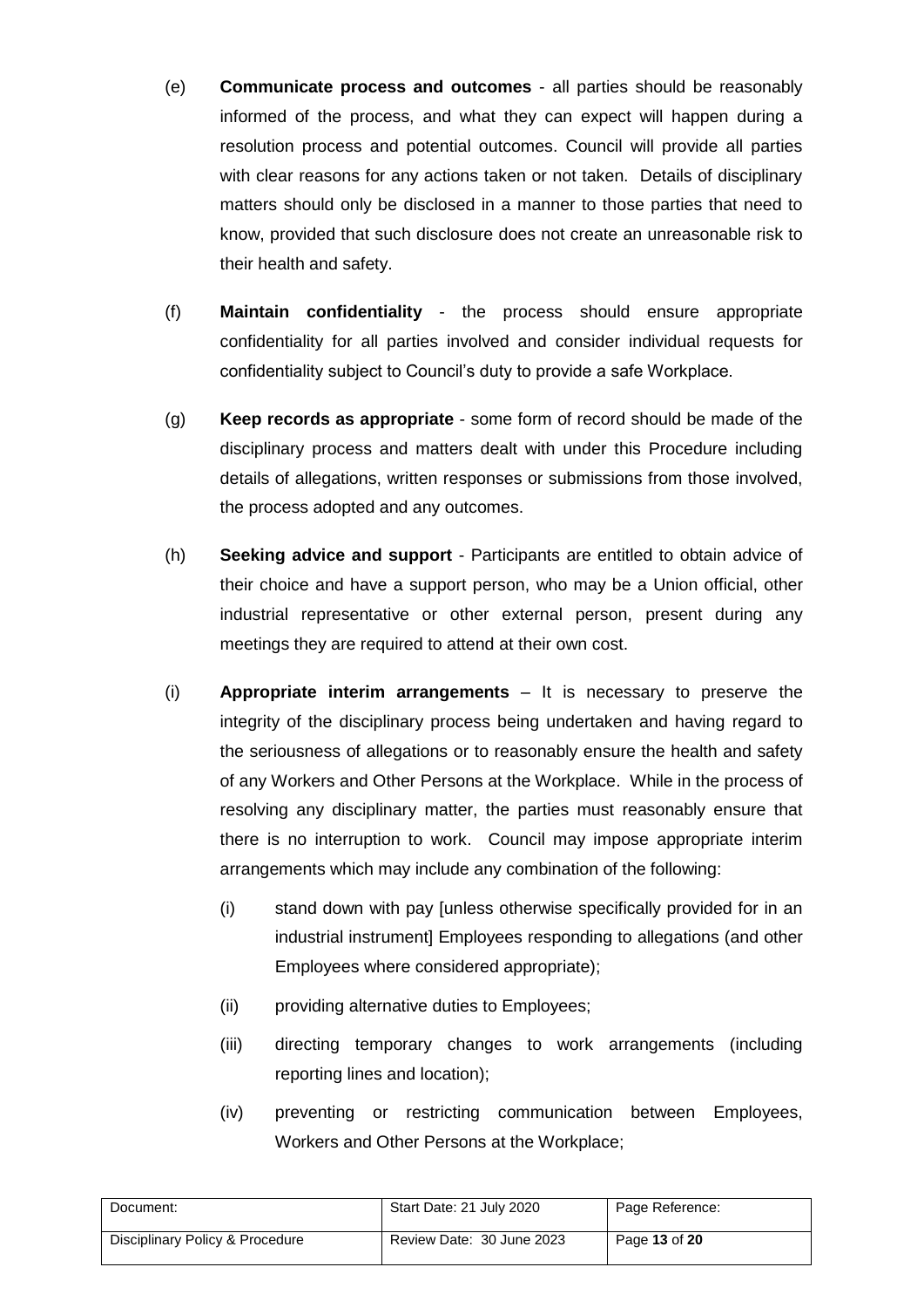(e) **Communicate process and outcomes** - all parties should be reasonably informed of the process, and what they can expect will happen during a resolution process and potential outcomes. Council will provide all parties with clear reasons for any actions taken or not taken. Details of disciplinary matters should only be disclosed in a manner to those parties that need to know, provided that such disclosure does not create an unreasonable risk to their health and safety.

(f) **Maintain confidentiality** - the process should ensure appropriate confidentiality for all parties involved and consider individual requests for confidentiality subject to Council's duty to provide a safe Workplace.

(g) **Keep records as appropriate** - some form of record should be made of the disciplinary process and matters dealt with under this Procedure including details of allegations, written responses or submissions from those involved, the process adopted and any outcomes.

(h) **Seeking advice and support** - Participants are entitled to obtain advice of their choice and have a support person, who may be a Union official, other industrial representative or other external person, present during any meetings they are required to attend at their own cost.

(i) **Appropriate interim arrangements** – It is necessary to preserve the integrity of the disciplinary process being undertaken and having regard to the seriousness of allegations or to reasonably ensure the health and safety of any Workers and Other Persons at the Workplace. While in the process of resolving any disciplinary matter, the parties must reasonably ensure that there is no interruption to work. Council may impose appropriate interim arrangements which may include any combination of the following:

   (i) stand down with pay [unless otherwise specifically provided for in an industrial instrument] Employees responding to allegations (and other Employees where considered appropriate);

   (ii) providing alternative duties to Employees;

   (iii) directing temporary changes to work arrangements (including reporting lines and location);

   (iv) preventing or restricting communication between Employees, Workers and Other Persons at the Workplace;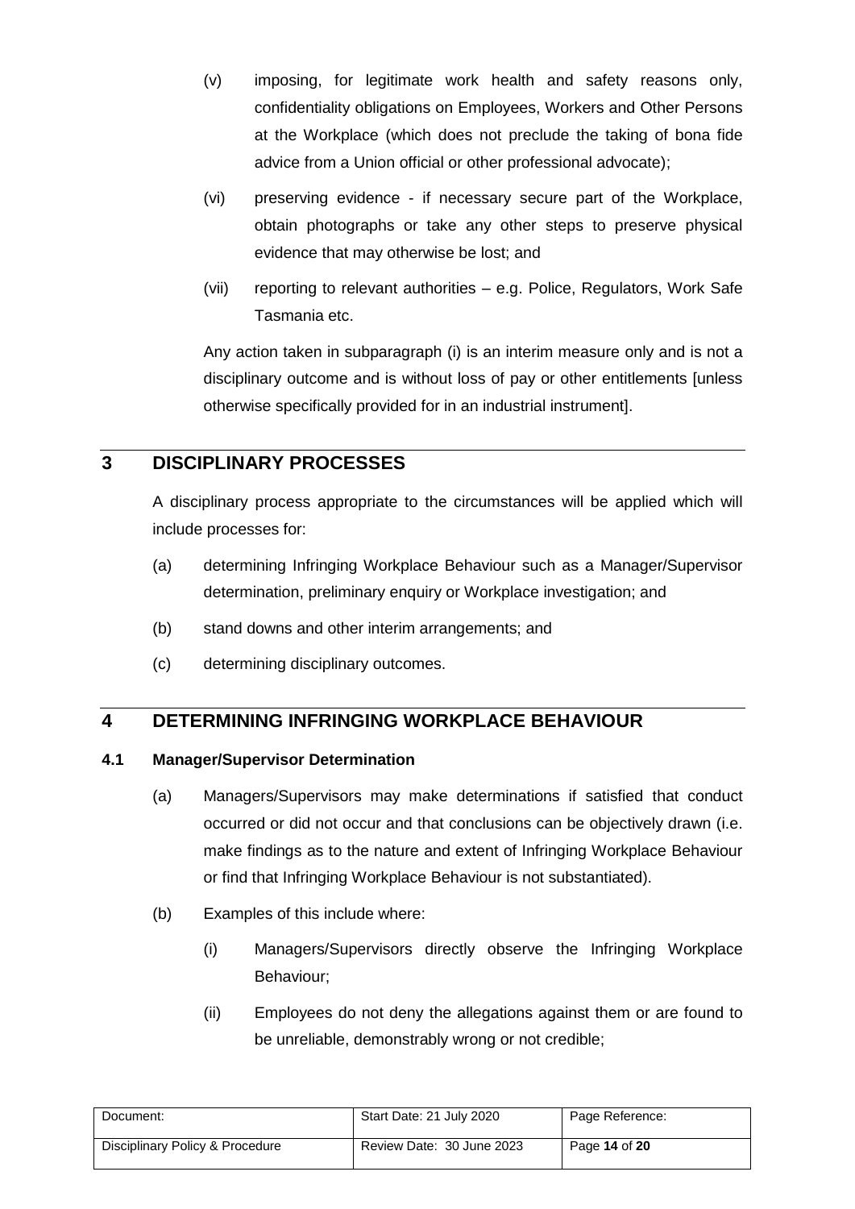(v) imposing, for legitimate work health and safety reasons only, confidentiality obligations on Employees, Workers and Other Persons at the Workplace (which does not preclude the taking of bona fide advice from a Union official or other professional advocate);

(vi) preserving evidence - if necessary secure part of the Workplace, obtain photographs or take any other steps to preserve physical evidence that may otherwise be lost; and

(vii) reporting to relevant authorities – e.g. Police, Regulators, Work Safe Tasmania etc.

Any action taken in subparagraph (i) is an interim measure only and is not a disciplinary outcome and is without loss of pay or other entitlements [unless otherwise specifically provided for in an industrial instrument].

## 3 DISCIPLINARY PROCESSES

A disciplinary process appropriate to the circumstances will be applied which will include processes for:

(a) determining Infringing Workplace Behaviour such as a Manager/Supervisor determination, preliminary enquiry or Workplace investigation; and

(b) stand downs and other interim arrangements; and

(c) determining disciplinary outcomes.

## 4 DETERMINING INFRINGING WORKPLACE BEHAVIOUR

### 4.1 Manager/Supervisor Determination

(a) Managers/Supervisors may make determinations if satisfied that conduct occurred or did not occur and that conclusions can be objectively drawn (i.e. make findings as to the nature and extent of Infringing Workplace Behaviour or find that Infringing Workplace Behaviour is not substantiated).

(b) Examples of this include where:

(i) Managers/Supervisors directly observe the Infringing Workplace Behaviour;

(ii) Employees do not deny the allegations against them or are found to be unreliable, demonstrably wrong or not credible;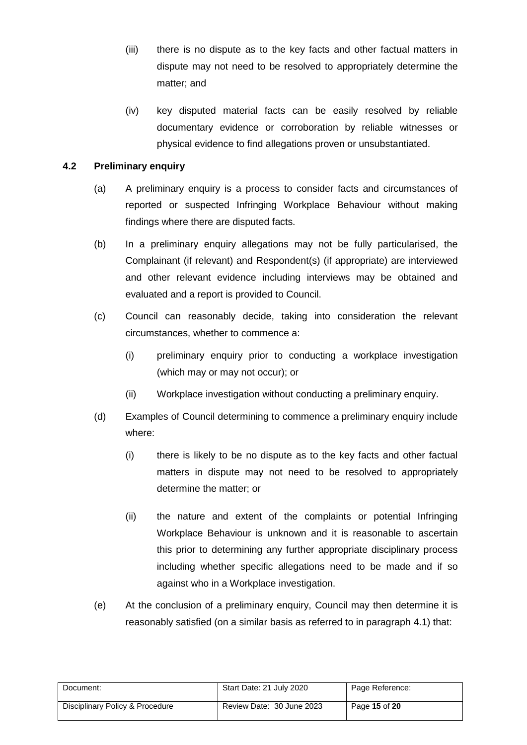(iii) there is no dispute as to the key facts and other factual matters in dispute may not need to be resolved to appropriately determine the matter; and

(iv) key disputed material facts can be easily resolved by reliable documentary evidence or corroboration by reliable witnesses or physical evidence to find allegations proven or unsubstantiated.

### 4.2 Preliminary enquiry

(a) A preliminary enquiry is a process to consider facts and circumstances of reported or suspected Infringing Workplace Behaviour without making findings where there are disputed facts.

(b) In a preliminary enquiry allegations may not be fully particularised, the Complainant (if relevant) and Respondent(s) (if appropriate) are interviewed and other relevant evidence including interviews may be obtained and evaluated and a report is provided to Council.

(c) Council can reasonably decide, taking into consideration the relevant circumstances, whether to commence a:

(i) preliminary enquiry prior to conducting a workplace investigation (which may or may not occur); or

(ii) Workplace investigation without conducting a preliminary enquiry.

(d) Examples of Council determining to commence a preliminary enquiry include where:

(i) there is likely to be no dispute as to the key facts and other factual matters in dispute may not need to be resolved to appropriately determine the matter; or

(ii) the nature and extent of the complaints or potential Infringing Workplace Behaviour is unknown and it is reasonable to ascertain this prior to determining any further appropriate disciplinary process including whether specific allegations need to be made and if so against who in a Workplace investigation.

(e) At the conclusion of a preliminary enquiry, Council may then determine it is reasonably satisfied (on a similar basis as referred to in paragraph 4.1) that: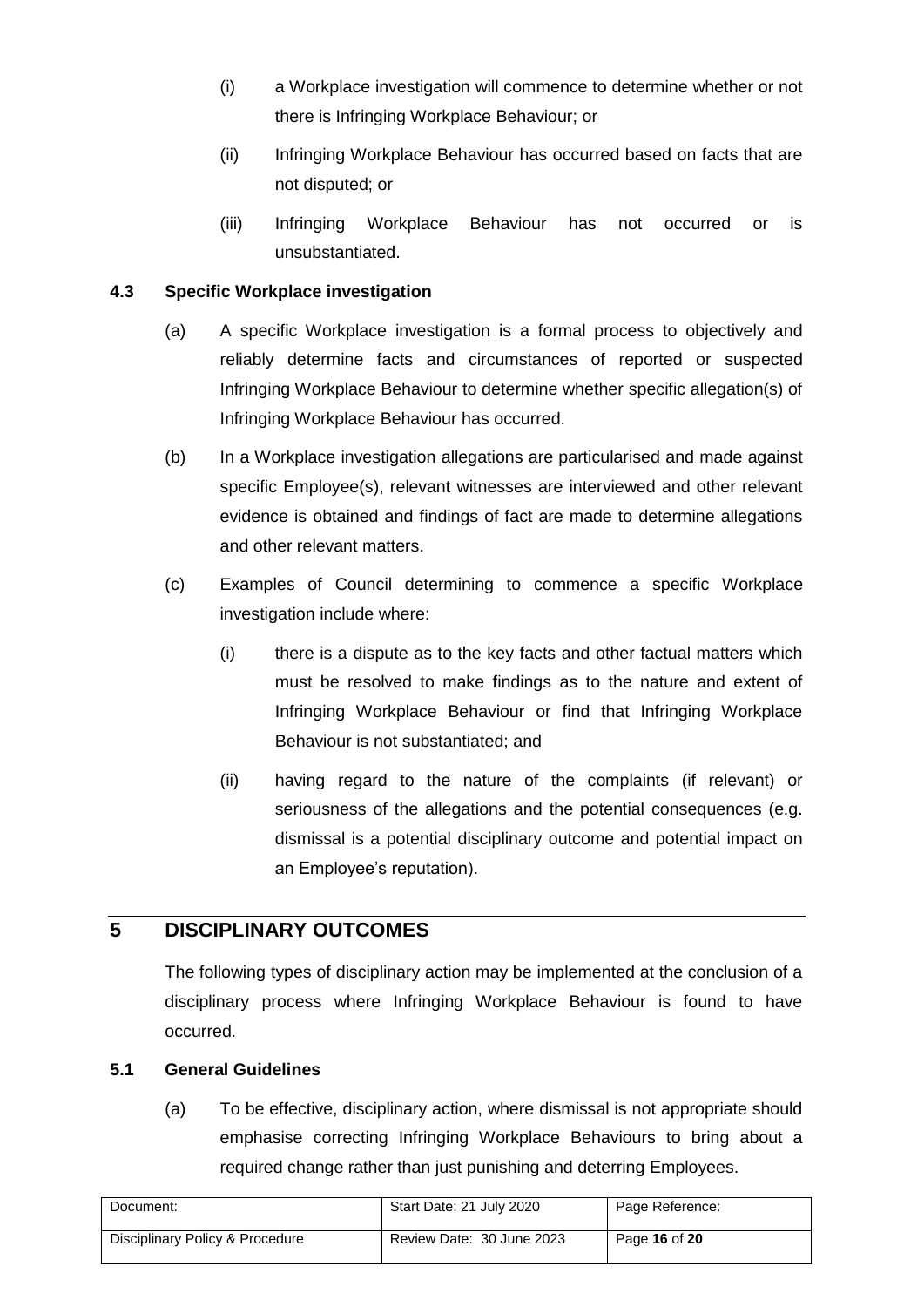(i) a Workplace investigation will commence to determine whether or not there is Infringing Workplace Behaviour; or

(ii) Infringing Workplace Behaviour has occurred based on facts that are not disputed; or

(iii) Infringing Workplace Behaviour has not occurred or is unsubstantiated.

### 4.3 Specific Workplace investigation

(a) A specific Workplace investigation is a formal process to objectively and reliably determine facts and circumstances of reported or suspected Infringing Workplace Behaviour to determine whether specific allegation(s) of Infringing Workplace Behaviour has occurred.

(b) In a Workplace investigation allegations are particularised and made against specific Employee(s), relevant witnesses are interviewed and other relevant evidence is obtained and findings of fact are made to determine allegations and other relevant matters.

(c) Examples of Council determining to commence a specific Workplace investigation include where:

(i) there is a dispute as to the key facts and other factual matters which must be resolved to make findings as to the nature and extent of Infringing Workplace Behaviour or find that Infringing Workplace Behaviour is not substantiated; and

(ii) having regard to the nature of the complaints (if relevant) or seriousness of the allegations and the potential consequences (e.g. dismissal is a potential disciplinary outcome and potential impact on an Employee's reputation).

## 5 DISCIPLINARY OUTCOMES

The following types of disciplinary action may be implemented at the conclusion of a disciplinary process where Infringing Workplace Behaviour is found to have occurred.

### 5.1 General Guidelines

(a) To be effective, disciplinary action, where dismissal is not appropriate should emphasise correcting Infringing Workplace Behaviours to bring about a required change rather than just punishing and deterring Employees.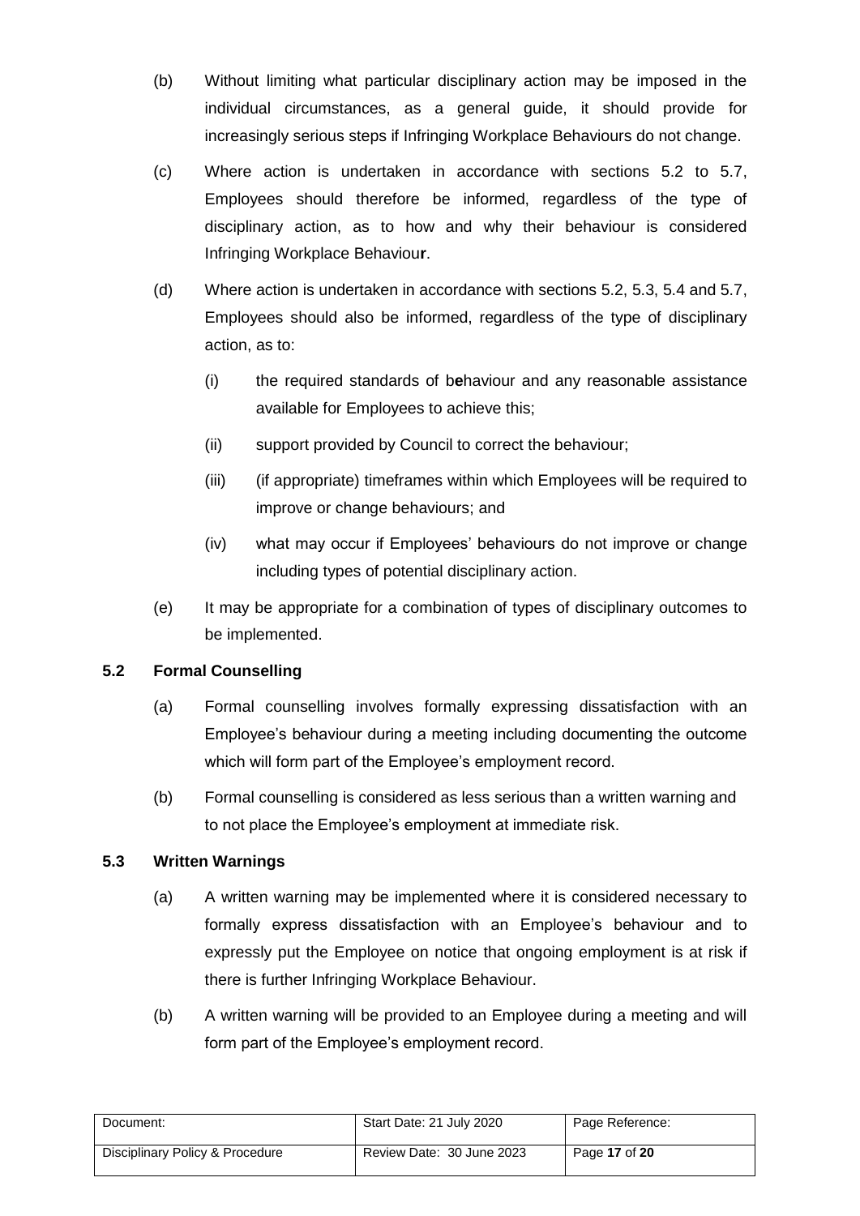(b) Without limiting what particular disciplinary action may be imposed in the individual circumstances, as a general guide, it should provide for increasingly serious steps if Infringing Workplace Behaviours do not change.

(c) Where action is undertaken in accordance with sections 5.2 to 5.7, Employees should therefore be informed, regardless of the type of disciplinary action, as to how and why their behaviour is considered Infringing Workplace Behaviour.

(d) Where action is undertaken in accordance with sections 5.2, 5.3, 5.4 and 5.7, Employees should also be informed, regardless of the type of disciplinary action, as to:

(i) the required standards of behaviour and any reasonable assistance available for Employees to achieve this;

(ii) support provided by Council to correct the behaviour;

(iii) (if appropriate) timeframes within which Employees will be required to improve or change behaviours; and

(iv) what may occur if Employees' behaviours do not improve or change including types of potential disciplinary action.

(e) It may be appropriate for a combination of types of disciplinary outcomes to be implemented.

### 5.2 Formal Counselling

(a) Formal counselling involves formally expressing dissatisfaction with an Employee's behaviour during a meeting including documenting the outcome which will form part of the Employee's employment record.

(b) Formal counselling is considered as less serious than a written warning and to not place the Employee's employment at immediate risk.

### 5.3 Written Warnings

(a) A written warning may be implemented where it is considered necessary to formally express dissatisfaction with an Employee's behaviour and to expressly put the Employee on notice that ongoing employment is at risk if there is further Infringing Workplace Behaviour.

(b) A written warning will be provided to an Employee during a meeting and will form part of the Employee's employment record.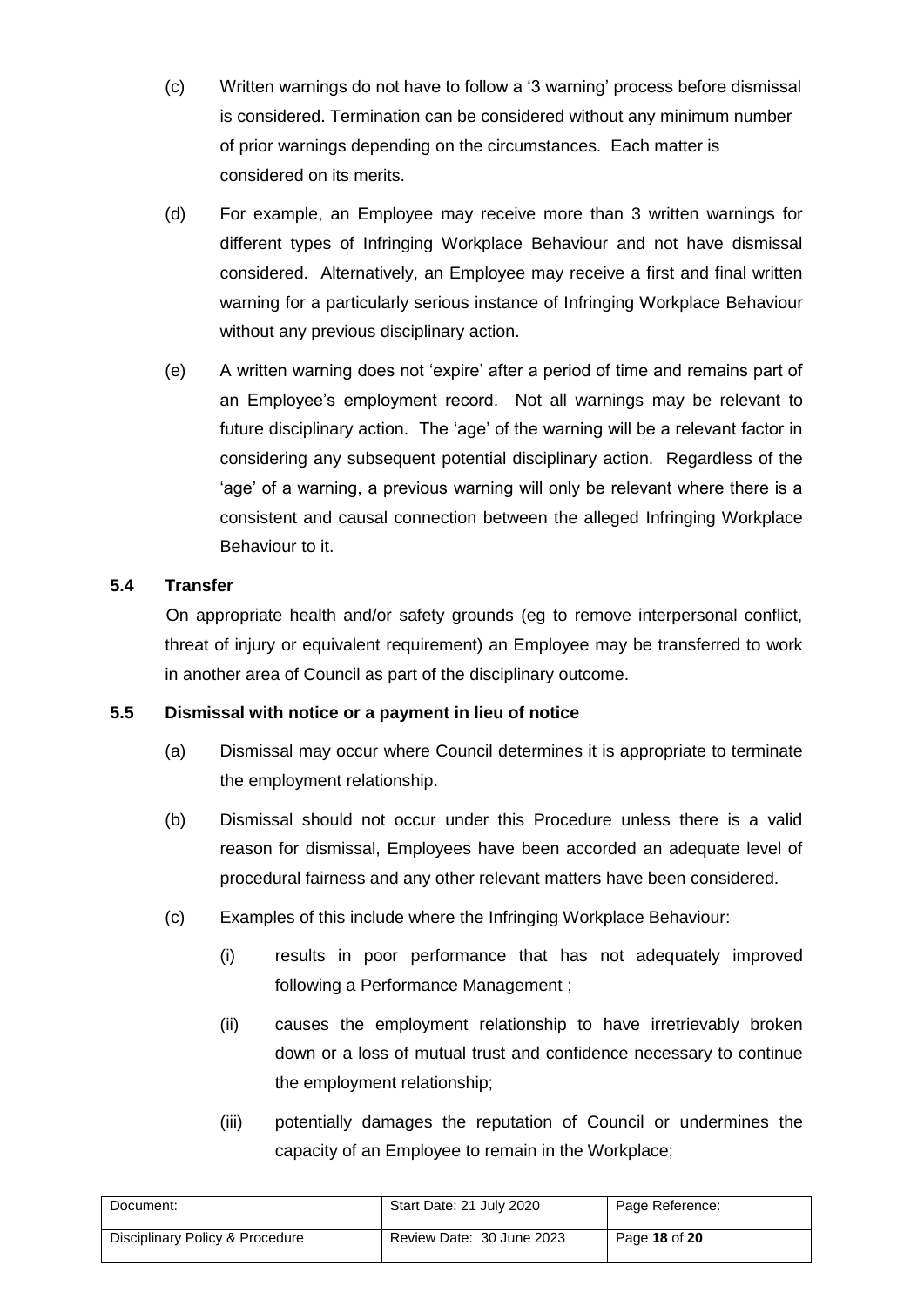(c) Written warnings do not have to follow a '3 warning' process before dismissal is considered. Termination can be considered without any minimum number of prior warnings depending on the circumstances. Each matter is considered on its merits.

(d) For example, an Employee may receive more than 3 written warnings for different types of Infringing Workplace Behaviour and not have dismissal considered. Alternatively, an Employee may receive a first and final written warning for a particularly serious instance of Infringing Workplace Behaviour without any previous disciplinary action.

(e) A written warning does not 'expire' after a period of time and remains part of an Employee's employment record. Not all warnings may be relevant to future disciplinary action. The 'age' of the warning will be a relevant factor in considering any subsequent potential disciplinary action. Regardless of the 'age' of a warning, a previous warning will only be relevant where there is a consistent and causal connection between the alleged Infringing Workplace Behaviour to it.

### 5.4 Transfer

On appropriate health and/or safety grounds (eg to remove interpersonal conflict, threat of injury or equivalent requirement) an Employee may be transferred to work in another area of Council as part of the disciplinary outcome.

### 5.5 Dismissal with notice or a payment in lieu of notice

(a) Dismissal may occur where Council determines it is appropriate to terminate the employment relationship.

(b) Dismissal should not occur under this Procedure unless there is a valid reason for dismissal, Employees have been accorded an adequate level of procedural fairness and any other relevant matters have been considered.

(c) Examples of this include where the Infringing Workplace Behaviour:

(i) results in poor performance that has not adequately improved following a Performance Management ;

(ii) causes the employment relationship to have irretrievably broken down or a loss of mutual trust and confidence necessary to continue the employment relationship;

(iii) potentially damages the reputation of Council or undermines the capacity of an Employee to remain in the Workplace;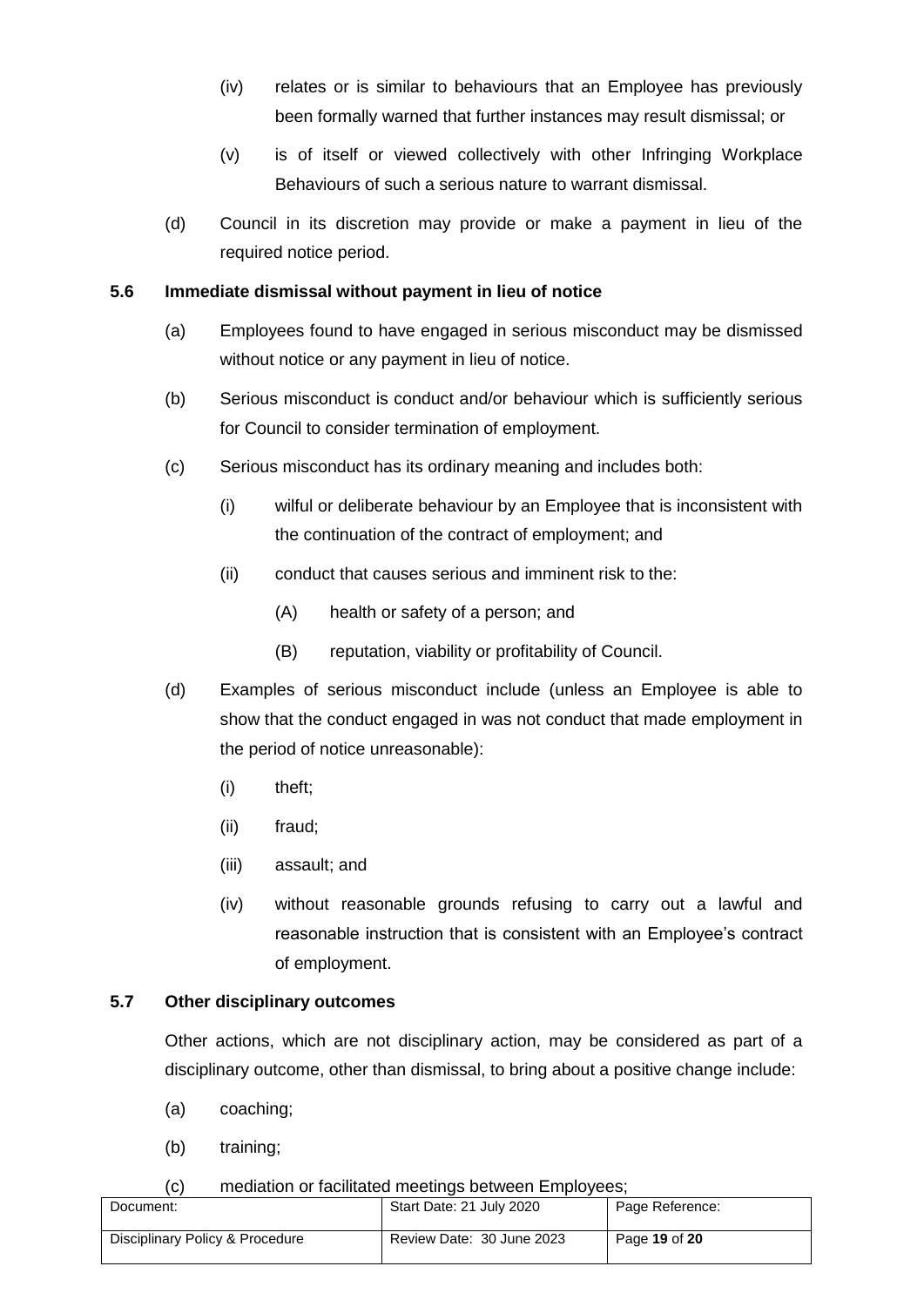(iv) relates or is similar to behaviours that an Employee has previously been formally warned that further instances may result dismissal; or

(v) is of itself or viewed collectively with other Infringing Workplace Behaviours of such a serious nature to warrant dismissal.

(d) Council in its discretion may provide or make a payment in lieu of the required notice period.

### 5.6 Immediate dismissal without payment in lieu of notice

(a) Employees found to have engaged in serious misconduct may be dismissed without notice or any payment in lieu of notice.

(b) Serious misconduct is conduct and/or behaviour which is sufficiently serious for Council to consider termination of employment.

(c) Serious misconduct has its ordinary meaning and includes both:

(i) wilful or deliberate behaviour by an Employee that is inconsistent with the continuation of the contract of employment; and

(ii) conduct that causes serious and imminent risk to the:

(A) health or safety of a person; and

(B) reputation, viability or profitability of Council.

(d) Examples of serious misconduct include (unless an Employee is able to show that the conduct engaged in was not conduct that made employment in the period of notice unreasonable):

(i) theft;

(ii) fraud;

(iii) assault; and

(iv) without reasonable grounds refusing to carry out a lawful and reasonable instruction that is consistent with an Employee's contract of employment.

### 5.7 Other disciplinary outcomes

Other actions, which are not disciplinary action, may be considered as part of a disciplinary outcome, other than dismissal, to bring about a positive change include:

(a) coaching;

(b) training;

(c) mediation or facilitated meetings between Employees;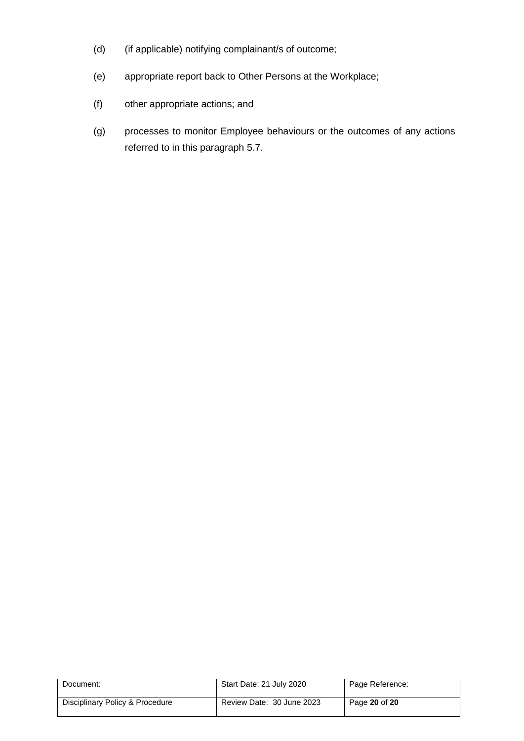(d) (if applicable) notifying complainant/s of outcome;

(e) appropriate report back to Other Persons at the Workplace;

(f) other appropriate actions; and

(g) processes to monitor Employee behaviours or the outcomes of any actions referred to in this paragraph 5.7.